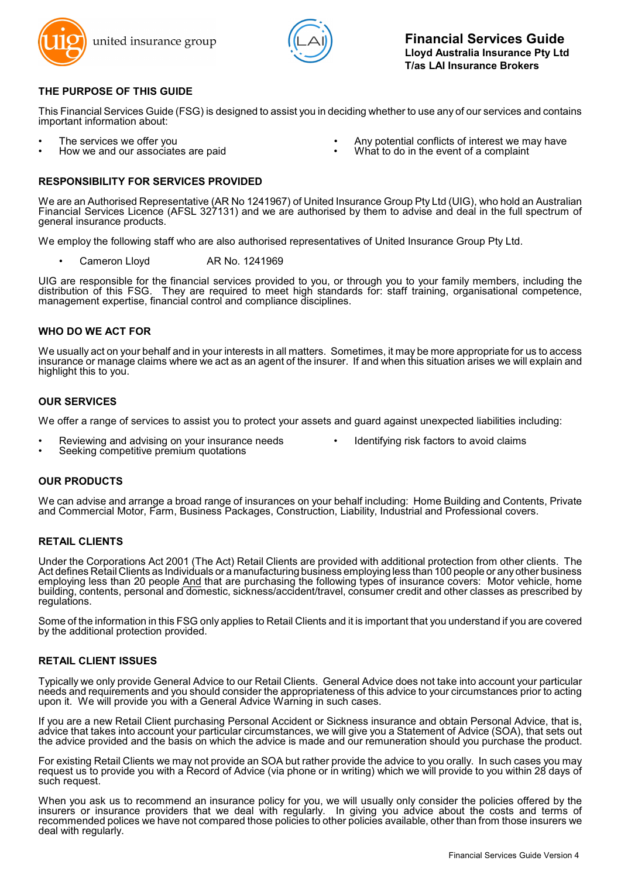united insurance group

# Financial Services Guide
**Lloyd Australia Insurance Pty Ltd**
**T/as LAI Insurance Brokers**

## THE PURPOSE OF THIS GUIDE

This Financial Services Guide (FSG) is designed to assist you in deciding whether to use any of our services and contains important information about:

- The services we offer you
- How we and our associates are paid
- Any potential conflicts of interest we may have
- What to do in the event of a complaint

## RESPONSIBILITY FOR SERVICES PROVIDED

We are an Authorised Representative (AR No 1241967) of United Insurance Group Pty Ltd (UIG), who hold an Australian Financial Services Licence (AFSL 327131) and we are authorised by them to advise and deal in the full spectrum of general insurance products.

We employ the following staff who are also authorised representatives of United Insurance Group Pty Ltd.

- Cameron Lloyd AR No. 1241969

UIG are responsible for the financial services provided to you, or through you to your family members, including the distribution of this FSG. They are required to meet high standards for: staff training, organisational competence, management expertise, financial control and compliance disciplines.

## WHO DO WE ACT FOR

We usually act on your behalf and in your interests in all matters. Sometimes, it may be more appropriate for us to access insurance or manage claims where we act as an agent of the insurer. If and when this situation arises we will explain and highlight this to you.

## OUR SERVICES

We offer a range of services to assist you to protect your assets and guard against unexpected liabilities including:

- Reviewing and advising on your insurance needs
- Seeking competitive premium quotations
- Identifying risk factors to avoid claims

## OUR PRODUCTS

We can advise and arrange a broad range of insurances on your behalf including: Home Building and Contents, Private and Commercial Motor, Farm, Business Packages, Construction, Liability, Industrial and Professional covers.

## RETAIL CLIENTS

Under the Corporations Act 2001 (The Act) Retail Clients are provided with additional protection from other clients. The Act defines Retail Clients as Individuals or a manufacturing business employing less than 100 people or any other business employing less than 20 people And that are purchasing the following types of insurance covers: Motor vehicle, home building, contents, personal and domestic, sickness/accident/travel, consumer credit and other classes as prescribed by regulations.

Some of the information in this FSG only applies to Retail Clients and it is important that you understand if you are covered by the additional protection provided.

## RETAIL CLIENT ISSUES

Typically we only provide General Advice to our Retail Clients. General Advice does not take into account your particular needs and requirements and you should consider the appropriateness of this advice to your circumstances prior to acting upon it. We will provide you with a General Advice Warning in such cases.

If you are a new Retail Client purchasing Personal Accident or Sickness insurance and obtain Personal Advice, that is, advice that takes into account your particular circumstances, we will give you a Statement of Advice (SOA), that sets out the advice provided and the basis on which the advice is made and our remuneration should you purchase the product.

For existing Retail Clients we may not provide an SOA but rather provide the advice to you orally. In such cases you may request us to provide you with a Record of Advice (via phone or in writing) which we will provide to you within 28 days of such request.

When you ask us to recommend an insurance policy for you, we will usually only consider the policies offered by the insurers or insurance providers that we deal with regularly. In giving you advice about the costs and terms of recommended polices we have not compared those policies to other policies available, other than from those insurers we deal with regularly.

Financial Services Guide Version 4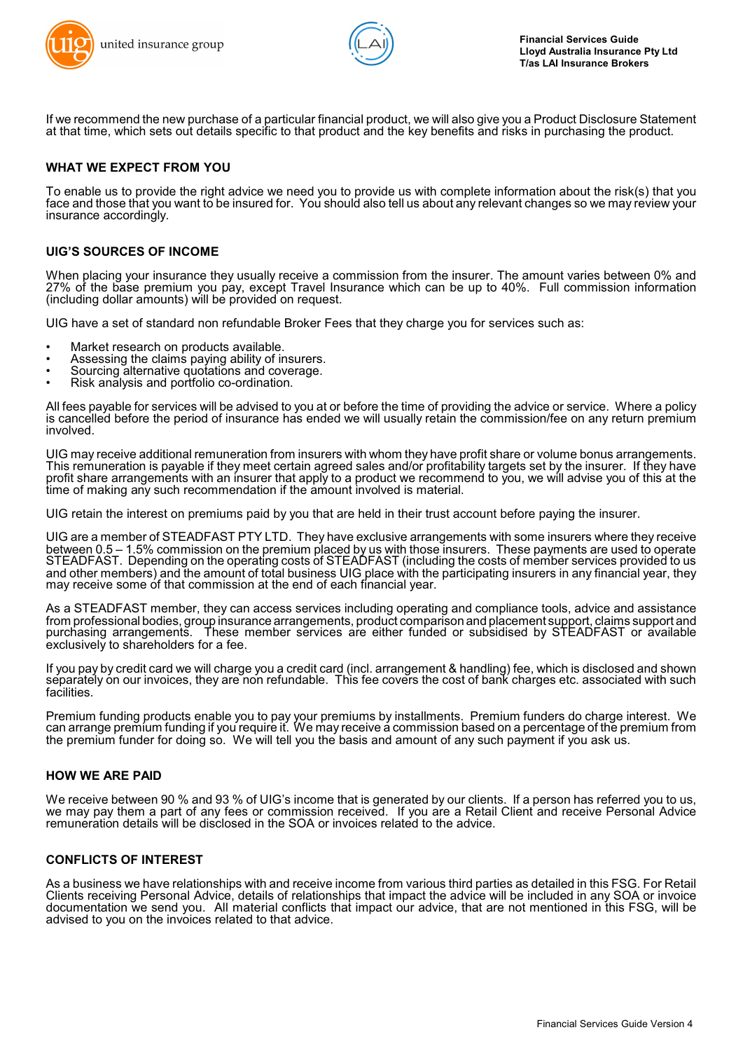If we recommend the new purchase of a particular financial product, we will also give you a Product Disclosure Statement at that time, which sets out details specific to that product and the key benefits and risks in purchasing the product.

## WHAT WE EXPECT FROM YOU

To enable us to provide the right advice we need you to provide us with complete information about the risk(s) that you face and those that you want to be insured for. You should also tell us about any relevant changes so we may review your insurance accordingly.

## UIG'S SOURCES OF INCOME

When placing your insurance they usually receive a commission from the insurer. The amount varies between 0% and 27% of the base premium you pay, except Travel Insurance which can be up to 40%. Full commission information (including dollar amounts) will be provided on request.

UIG have a set of standard non refundable Broker Fees that they charge you for services such as:

- Market research on products available.
- Assessing the claims paying ability of insurers.
- Sourcing alternative quotations and coverage.
- Risk analysis and portfolio co-ordination.

All fees payable for services will be advised to you at or before the time of providing the advice or service. Where a policy is cancelled before the period of insurance has ended we will usually retain the commission/fee on any return premium involved.

UIG may receive additional remuneration from insurers with whom they have profit share or volume bonus arrangements. This remuneration is payable if they meet certain agreed sales and/or profitability targets set by the insurer. If they have profit share arrangements with an insurer that apply to a product we recommend to you, we will advise you of this at the time of making any such recommendation if the amount involved is material.

UIG retain the interest on premiums paid by you that are held in their trust account before paying the insurer.

UIG are a member of STEADFAST PTY LTD. They have exclusive arrangements with some insurers where they receive between 0.5 – 1.5% commission on the premium placed by us with those insurers. These payments are used to operate STEADFAST. Depending on the operating costs of STEADFAST (including the costs of member services provided to us and other members) and the amount of total business UIG place with the participating insurers in any financial year, they may receive some of that commission at the end of each financial year.

As a STEADFAST member, they can access services including operating and compliance tools, advice and assistance from professional bodies, group insurance arrangements, product comparison and placement support, claims support and purchasing arrangements. These member services are either funded or subsidised by STEADFAST or available exclusively to shareholders for a fee.

If you pay by credit card we will charge you a credit card (incl. arrangement & handling) fee, which is disclosed and shown separately on our invoices, they are non refundable. This fee covers the cost of bank charges etc. associated with such facilities.

Premium funding products enable you to pay your premiums by installments. Premium funders do charge interest. We can arrange premium funding if you require it. We may receive a commission based on a percentage of the premium from the premium funder for doing so. We will tell you the basis and amount of any such payment if you ask us.

## HOW WE ARE PAID

We receive between 90 % and 93 % of UIG's income that is generated by our clients. If a person has referred you to us, we may pay them a part of any fees or commission received. If you are a Retail Client and receive Personal Advice remuneration details will be disclosed in the SOA or invoices related to the advice.

## CONFLICTS OF INTEREST

As a business we have relationships with and receive income from various third parties as detailed in this FSG. For Retail Clients receiving Personal Advice, details of relationships that impact the advice will be included in any SOA or invoice documentation we send you. All material conflicts that impact our advice, that are not mentioned in this FSG, will be advised to you on the invoices related to that advice.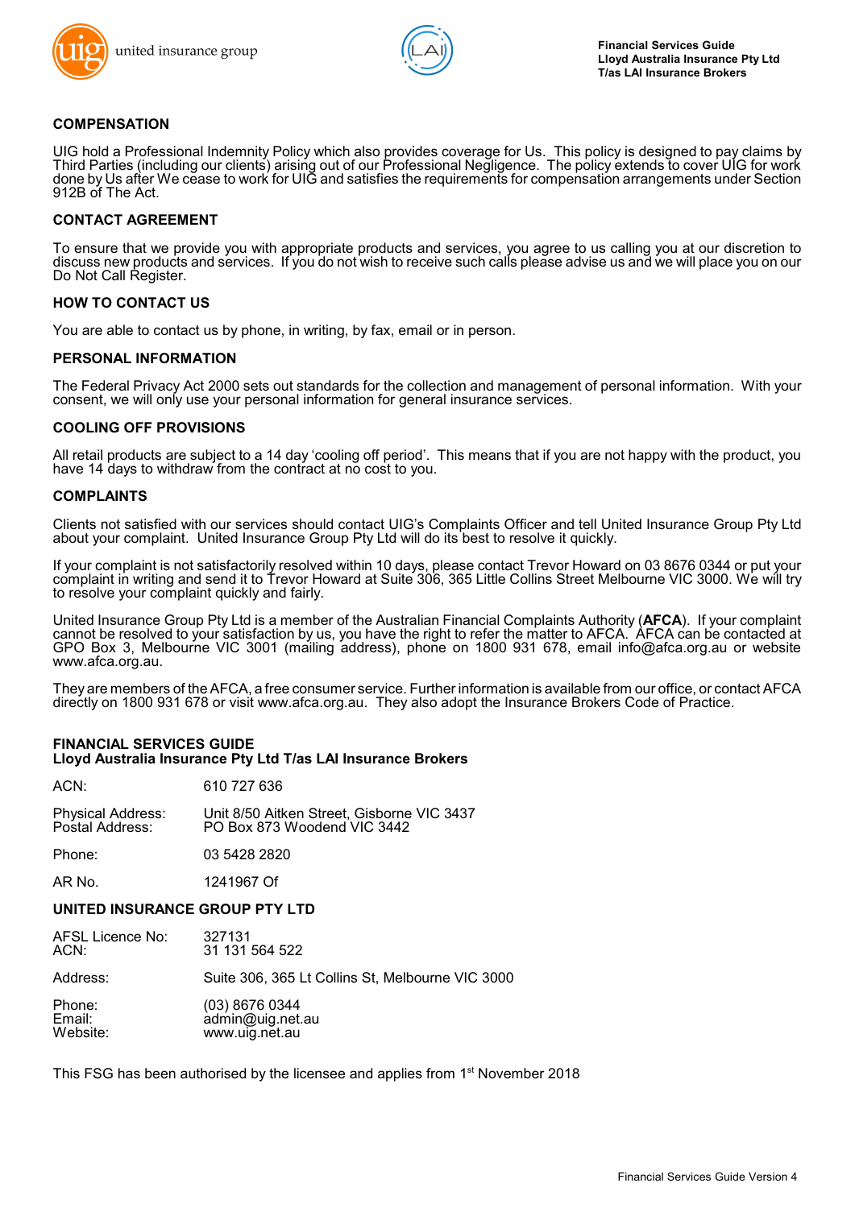## COMPENSATION

UIG hold a Professional Indemnity Policy which also provides coverage for Us. This policy is designed to pay claims by Third Parties (including our clients) arising out of our Professional Negligence. The policy extends to cover UIG for work done by Us after We cease to work for UIG and satisfies the requirements for compensation arrangements under Section 912B of The Act.

## CONTACT AGREEMENT

To ensure that we provide you with appropriate products and services, you agree to us calling you at our discretion to discuss new products and services. If you do not wish to receive such calls please advise us and we will place you on our Do Not Call Register.

## HOW TO CONTACT US

You are able to contact us by phone, in writing, by fax, email or in person.

## PERSONAL INFORMATION

The Federal Privacy Act 2000 sets out standards for the collection and management of personal information. With your consent, we will only use your personal information for general insurance services.

## COOLING OFF PROVISIONS

All retail products are subject to a 14 day 'cooling off period'. This means that if you are not happy with the product, you have 14 days to withdraw from the contract at no cost to you.

## COMPLAINTS

Clients not satisfied with our services should contact UIG's Complaints Officer and tell United Insurance Group Pty Ltd about your complaint. United Insurance Group Pty Ltd will do its best to resolve it quickly.

If your complaint is not satisfactorily resolved within 10 days, please contact Trevor Howard on 03 8676 0344 or put your complaint in writing and send it to Trevor Howard at Suite 306, 365 Little Collins Street Melbourne VIC 3000. We will try to resolve your complaint quickly and fairly.

United Insurance Group Pty Ltd is a member of the Australian Financial Complaints Authority (**AFCA**). If your complaint cannot be resolved to your satisfaction by us, you have the right to refer the matter to AFCA. AFCA can be contacted at GPO Box 3, Melbourne VIC 3001 (mailing address), phone on 1800 931 678, email info@afca.org.au or website www.afca.org.au.

They are members of the AFCA, a free consumer service. Further information is available from our office, or contact AFCA directly on 1800 931 678 or visit www.afca.org.au. They also adopt the Insurance Brokers Code of Practice.

## FINANCIAL SERVICES GUIDE
## Lloyd Australia Insurance Pty Ltd T/as LAI Insurance Brokers

| | |
|---|---|
| ACN: | 610 727 636 |
| Physical Address: | Unit 8/50 Aitken Street, Gisborne VIC 3437 |
| Postal Address: | PO Box 873 Woodend VIC 3442 |
| Phone: | 03 5428 2820 |
| AR No. | 1241967 Of |

## UNITED INSURANCE GROUP PTY LTD

| | |
|---|---|
| AFSL Licence No: | 327131 |
| ACN: | 31 131 564 522 |
| Address: | Suite 306, 365 Lt Collins St, Melbourne VIC 3000 |
| Phone: | (03) 8676 0344 |
| Email: | admin@uig.net.au |
| Website: | www.uig.net.au |

This FSG has been authorised by the licensee and applies from 1st November 2018